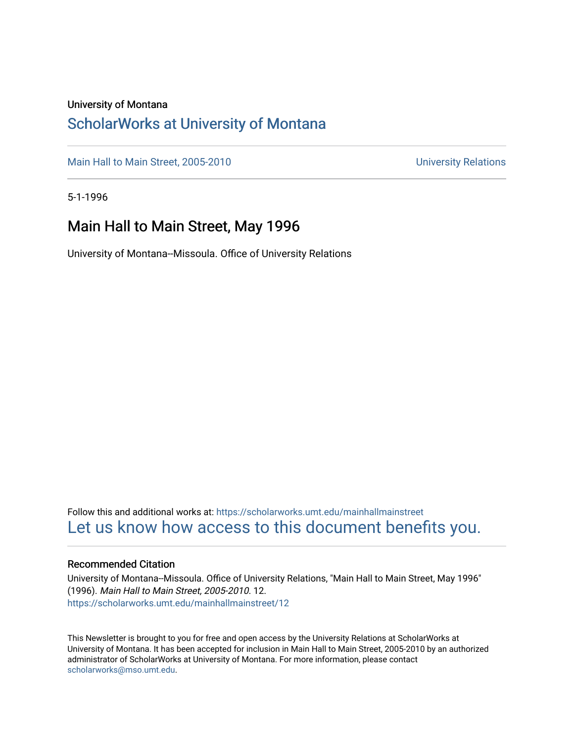University of Montana

# ScholarWorks at University of Montana

Main Hall to Main Street, 2005-2010 University Relations

5-1-1996

## Main Hall to Main Street, May 1996

University of Montana--Missoula. Office of University Relations

Follow this and additional works at: https://scholarworks.umt.edu/mainhallmainstreet

Let us know how access to this document benefits you.

### Recommended Citation

University of Montana--Missoula. Office of University Relations, "Main Hall to Main Street, May 1996" (1996). *Main Hall to Main Street, 2005-2010*. 12.
https://scholarworks.umt.edu/mainhallmainstreet/12

This Newsletter is brought to you for free and open access by the University Relations at ScholarWorks at University of Montana. It has been accepted for inclusion in Main Hall to Main Street, 2005-2010 by an authorized administrator of ScholarWorks at University of Montana. For more information, please contact scholarworks@mso.umt.edu.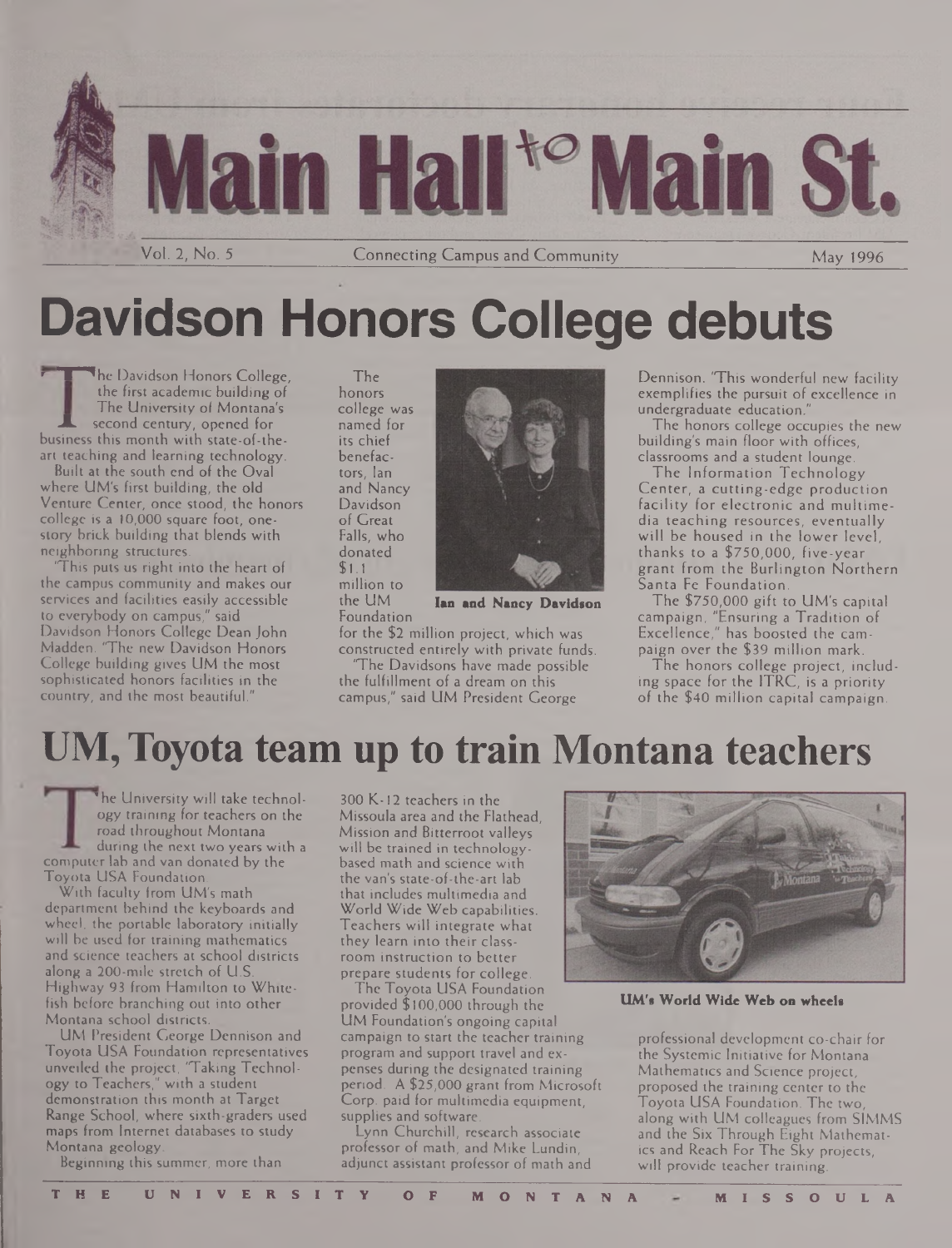# Main Hall to Main St.

Vol. 2, No. 5 — Connecting Campus and Community — May 1996

## Davidson Honors College debuts

The Davidson Honors College, the first academic building of The University of Montana's second century, opened for business this month with state-of-the-art teaching and learning technology.

Built at the south end of the Oval where UM's first building, the old Venture Center, once stood, the honors college is a 10,000 square foot, one-story brick building that blends with neighboring structures.

"This puts us right into the heart of the campus community and makes our services and facilities easily accessible to everybody on campus," said Davidson Honors College Dean John Madden. "The new Davidson Honors College building gives UM the most sophisticated honors facilities in the country, and the most beautiful."

The honors college was named for its chief benefactors, Ian and Nancy Davidson of Great Falls, who donated $1.1 million to the UM Foundation for the $2 million project, which was constructed entirely with private funds.

**Ian and Nancy Davidson**

"The Davidsons have made possible the fulfillment of a dream on this campus," said UM President George Dennison. "This wonderful new facility exemplifies the pursuit of excellence in undergraduate education."

The honors college occupies the new building's main floor with offices, classrooms and a student lounge.

The Information Technology Center, a cutting-edge production facility for electronic and multimedia teaching resources, eventually will be housed in the lower level, thanks to a $750,000, five-year grant from the Burlington Northern Santa Fe Foundation.

The $750,000 gift to UM's capital campaign, "Ensuring a Tradition of Excellence," has boosted the campaign over the $39 million mark.

The honors college project, including space for the ITRC, is a priority of the $40 million capital campaign.

## UM, Toyota team up to train Montana teachers

The University will take technology training for teachers on the road throughout Montana during the next two years with a computer lab and van donated by the Toyota USA Foundation.

With faculty from UM's math department behind the keyboards and wheel, the portable laboratory initially will be used for training mathematics and science teachers at school districts along a 200-mile stretch of U.S. Highway 93 from Hamilton to Whitefish before branching out into other Montana school districts.

UM President George Dennison and Toyota USA Foundation representatives unveiled the project, "Taking Technology to Teachers," with a student demonstration this month at Target Range School, where sixth-graders used maps from Internet databases to study Montana geology.

Beginning this summer, more than 300 K-12 teachers in the Missoula area and the Flathead, Mission and Bitterroot valleys will be trained in technology-based math and science with the van's state-of-the-art lab that includes multimedia and World Wide Web capabilities. Teachers will integrate what they learn into their classroom instruction to better prepare students for college.

The Toyota USA Foundation provided $100,000 through the UM Foundation's ongoing capital campaign to start the teacher training program and support travel and expenses during the designated training period. A $25,000 grant from Microsoft Corp. paid for multimedia equipment, supplies and software.

Lynn Churchill, research associate professor of math, and Mike Lundin, adjunct assistant professor of math and professional development co-chair for the Systemic Initiative for Montana Mathematics and Science project, proposed the training center to the Toyota USA Foundation. The two, along with UM colleagues from SIMMS and the Six Through Eight Mathematics and Reach For The Sky projects, will provide teacher training.

**UM's World Wide Web on wheels**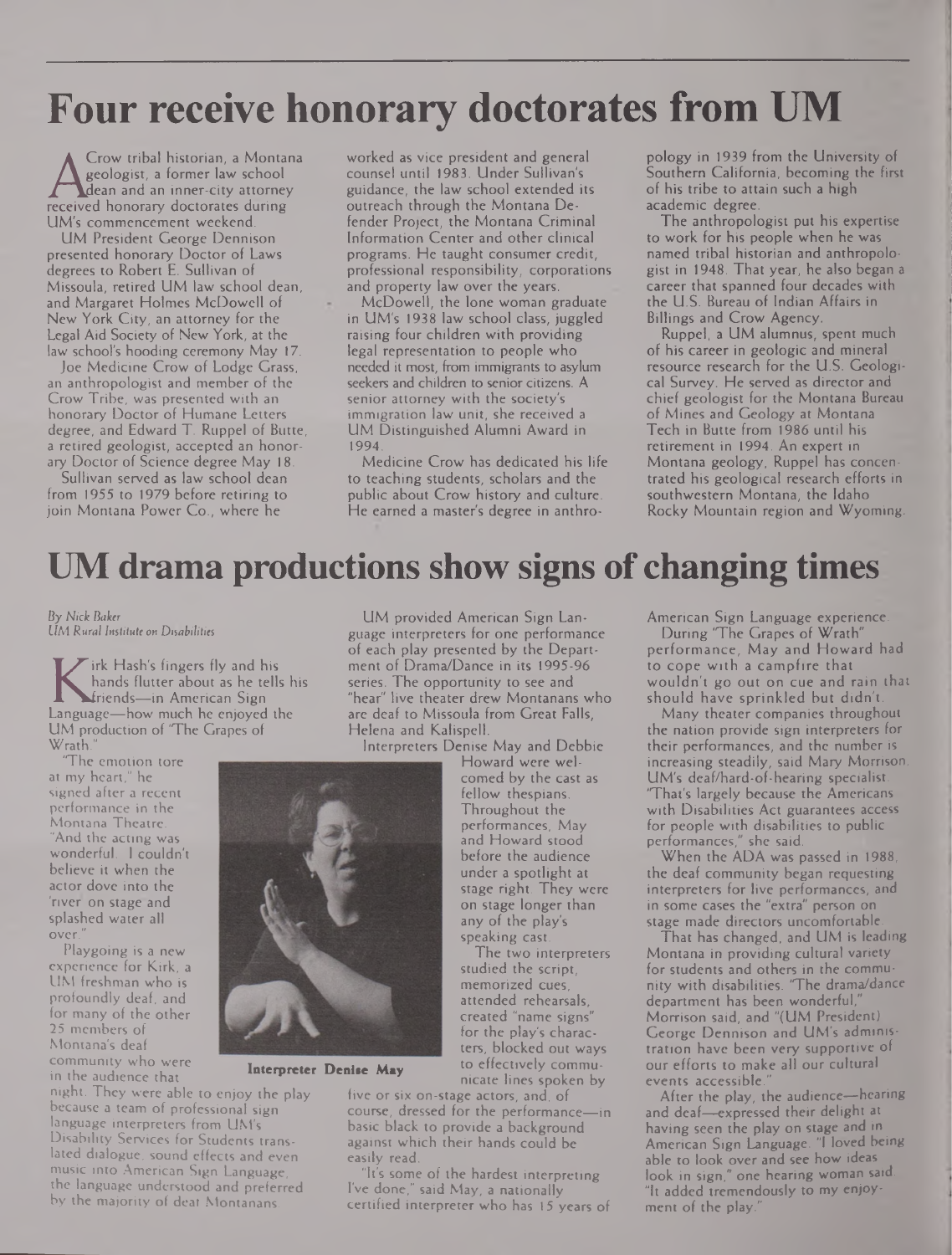# Four receive honorary doctorates from UM

A Crow tribal historian, a Montana geologist, a former law school dean and an inner-city attorney received honorary doctorates during UM's commencement weekend.

UM President George Dennison presented honorary Doctor of Laws degrees to Robert E. Sullivan of Missoula, retired UM law school dean, and Margaret Holmes McDowell of New York City, an attorney for the Legal Aid Society of New York, at the law school's hooding ceremony May 17.

Joe Medicine Crow of Lodge Grass, an anthropologist and member of the Crow Tribe, was presented with an honorary Doctor of Humane Letters degree, and Edward T. Ruppel of Butte, a retired geologist, accepted an honorary Doctor of Science degree May 18.

Sullivan served as law school dean from 1955 to 1979 before retiring to join Montana Power Co., where he worked as vice president and general counsel until 1983. Under Sullivan's guidance, the law school extended its outreach through the Montana Defender Project, the Montana Criminal Information Center and other clinical programs. He taught consumer credit, professional responsibility, corporations and property law over the years.

McDowell, the lone woman graduate in UM's 1938 law school class, juggled raising four children with providing legal representation to people who needed it most, from immigrants to asylum seekers and children to senior citizens. A senior attorney with the society's immigration law unit, she received a UM Distinguished Alumni Award in 1994.

Medicine Crow has dedicated his life to teaching students, scholars and the public about Crow history and culture. He earned a master's degree in anthropology in 1939 from the University of Southern California, becoming the first of his tribe to attain such a high academic degree.

The anthropologist put his expertise to work for his people when he was named tribal historian and anthropologist in 1948. That year, he also began a career that spanned four decades with the U.S. Bureau of Indian Affairs in Billings and Crow Agency.

Ruppel, a UM alumnus, spent much of his career in geologic and mineral resource research for the U.S. Geological Survey. He served as director and chief geologist for the Montana Bureau of Mines and Geology at Montana Tech in Butte from 1986 until his retirement in 1994. An expert in Montana geology, Ruppel has concentrated his geological research efforts in southwestern Montana, the Idaho Rocky Mountain region and Wyoming.

# UM drama productions show signs of changing times

*By Nick Baker*
*UM Rural Institute on Disabilities*

Kirk Hash's fingers fly and his hands flutter about as he tells his friends—in American Sign Language—how much he enjoyed the UM production of "The Grapes of Wrath."

"The emotion tore at my heart," he signed after a recent performance in the Montana Theatre. "And the acting was wonderful. I couldn't believe it when the actor dove into the 'river' on stage and splashed water all over."

Playgoing is a new experience for Kirk, a UM freshman who is profoundly deaf, and for many of the other 25 members of Montana's deaf community who were in the audience that night. They were able to enjoy the play because a team of professional sign language interpreters from UM's Disability Services for Students translated dialogue, sound effects and even music into American Sign Language, the language understood and preferred by the majority of deaf Montanans.

UM provided American Sign Language interpreters for one performance of each play presented by the Department of Drama/Dance in its 1995-96 series. The opportunity to see and "hear" live theater drew Montanans who are deaf to Missoula from Great Falls, Helena and Kalispell.

Interpreters Denise May and Debbie Howard were welcomed by the cast as fellow thespians. Throughout the performances, May and Howard stood before the audience under a spotlight at stage right. They were on stage longer than any of the play's speaking cast.

**Interpreter Denise May**

The two interpreters studied the script, memorized cues, attended rehearsals, created "name signs" for the play's characters, blocked out ways to effectively communicate lines spoken by five or six on-stage actors, and, of course, dressed for the performance—in basic black to provide a background against which their hands could be easily read.

"It's some of the hardest interpreting I've done," said May, a nationally certified interpreter who has 15 years of American Sign Language experience.

During "The Grapes of Wrath" performance, May and Howard had to cope with a campfire that wouldn't go out on cue and rain that should have sprinkled but didn't.

Many theater companies throughout the nation provide sign interpreters for their performances, and the number is increasing steadily, said Mary Morrison, UM's deaf/hard-of-hearing specialist. "That's largely because the Americans with Disabilities Act guarantees access for people with disabilities to public performances," she said.

When the ADA was passed in 1988, the deaf community began requesting interpreters for live performances, and in some cases the "extra" person on stage made directors uncomfortable.

That has changed, and UM is leading Montana in providing cultural variety for students and others in the community with disabilities. "The drama/dance department has been wonderful," Morrison said, and "(UM President) George Dennison and UM's administration have been very supportive of our efforts to make all our cultural events accessible."

After the play, the audience—hearing and deaf—expressed their delight at having seen the play on stage and in American Sign Language. "I loved being able to look over and see how ideas look in sign," one hearing woman said. "It added tremendously to my enjoyment of the play."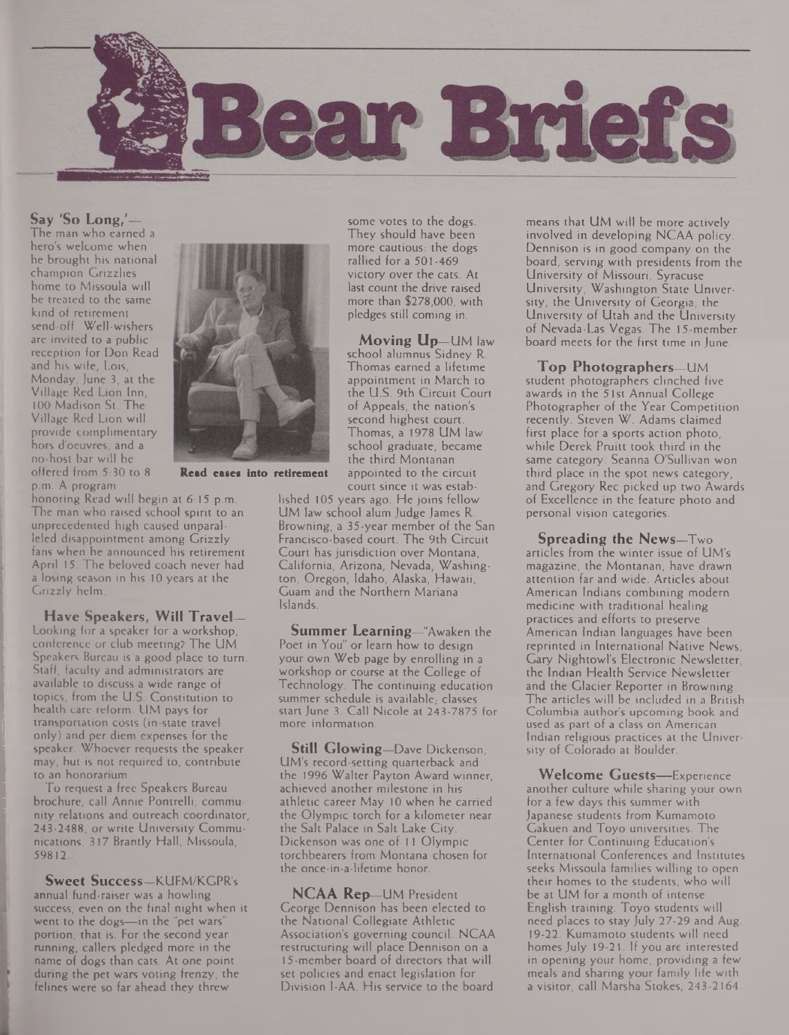# Bear Briefs

**Say 'So Long,'**—The man who earned a hero's welcome when he brought his national champion Grizzlies home to Missoula will be treated to the same kind of retirement send-off. Well-wishers are invited to a public reception for Don Read and his wife, Lois, Monday, June 3, at the Village Red Lion Inn, 100 Madison St. The Village Red Lion will provide complimentary hors d'oeuvres, and a no-host bar will be offered from 5:30 to 8 p.m. A program honoring Read will begin at 6:15 p.m. The man who raised school spirit to an unprecedented high caused unparalleled disappointment among Grizzly fans when he announced his retirement April 15. The beloved coach never had a losing season in his 10 years at the Grizzly helm.

**Read eases into retirement**

**Have Speakers, Will Travel**—Looking for a speaker for a workshop, conference or club meeting? The UM Speakers Bureau is a good place to turn. Staff, faculty and administrators are available to discuss a wide range of topics, from the U.S. Constitution to health care reform. UM pays for transportation costs (in-state travel only) and per diem expenses for the speaker. Whoever requests the speaker may, but is not required to, contribute to an honorarium.

To request a free Speakers Bureau brochure, call Annie Pontrelli, community relations and outreach coordinator, 243-2488, or write University Communications, 317 Brantly Hall, Missoula, 59812.

**Sweet Success**—KUFM/KGPR's annual fund-raiser was a howling success, even on the final night when it went to the dogs—in the "pet wars" portion, that is. For the second year running, callers pledged more in the name of dogs than cats. At one point during the pet wars voting frenzy, the felines were so far ahead they threw some votes to the dogs. They should have been more cautious: the dogs rallied for a 501-469 victory over the cats. At last count the drive raised more than $278,000, with pledges still coming in.

**Moving Up**—UM law school alumnus Sidney R. Thomas earned a lifetime appointment in March to the U.S. 9th Circuit Court of Appeals, the nation's second highest court. Thomas, a 1978 UM law school graduate, became the third Montanan appointed to the circuit court since it was established 105 years ago. He joins fellow UM law school alum Judge James R. Browning, a 35-year member of the San Francisco-based court. The 9th Circuit Court has jurisdiction over Montana, California, Arizona, Nevada, Washington, Oregon, Idaho, Alaska, Hawaii, Guam and the Northern Mariana Islands.

**Summer Learning**—"Awaken the Poet in You" or learn how to design your own Web page by enrolling in a workshop or course at the College of Technology. The continuing education summer schedule is available; classes start June 3. Call Nicole at 243-7875 for more information.

**Still Glowing**—Dave Dickenson, UM's record-setting quarterback and the 1996 Walter Payton Award winner, achieved another milestone in his athletic career May 10 when he carried the Olympic torch for a kilometer near the Salt Palace in Salt Lake City. Dickenson was one of 11 Olympic torchbearers from Montana chosen for the once-in-a-lifetime honor.

**NCAA Rep**—UM President George Dennison has been elected to the National Collegiate Athletic Association's governing council. NCAA restructuring will place Dennison on a 15-member board of directors that will set policies and enact legislation for Division I-AA. His service to the board means that UM will be more actively involved in developing NCAA policy. Dennison is in good company on the board, serving with presidents from the University of Missouri, Syracuse University, Washington State University, the University of Georgia, the University of Utah and the University of Nevada-Las Vegas. The 15-member board meets for the first time in June.

**Top Photographers**—UM student photographers clinched five awards in the 51st Annual College Photographer of the Year Competition recently. Steven W. Adams claimed first place for a sports action photo, while Derek Pruitt took third in the same category. Seanna O'Sullivan won third place in the spot news category, and Gregory Rec picked up two Awards of Excellence in the feature photo and personal vision categories.

**Spreading the News**—Two articles from the winter issue of UM's magazine, the Montanan, have drawn attention far and wide. Articles about American Indians combining modern medicine with traditional healing practices and efforts to preserve American Indian languages have been reprinted in International Native News, Gary Nightowl's Electronic Newsletter, the Indian Health Service Newsletter and the Glacier Reporter in Browning. The articles will be included in a British Columbia author's upcoming book and used as part of a class on American Indian religious practices at the University of Colorado at Boulder.

**Welcome Guests**—Experience another culture while sharing your own for a few days this summer with Japanese students from Kumamoto Gakuen and Toyo universities. The Center for Continuing Education's International Conferences and Institutes seeks Missoula families willing to open their homes to the students, who will be at UM for a month of intense English training. Toyo students will need places to stay July 27-29 and Aug. 19-22. Kumamoto students will need homes July 19-21. If you are interested in opening your home, providing a few meals and sharing your family life with a visitor, call Marsha Stokes, 243-2164.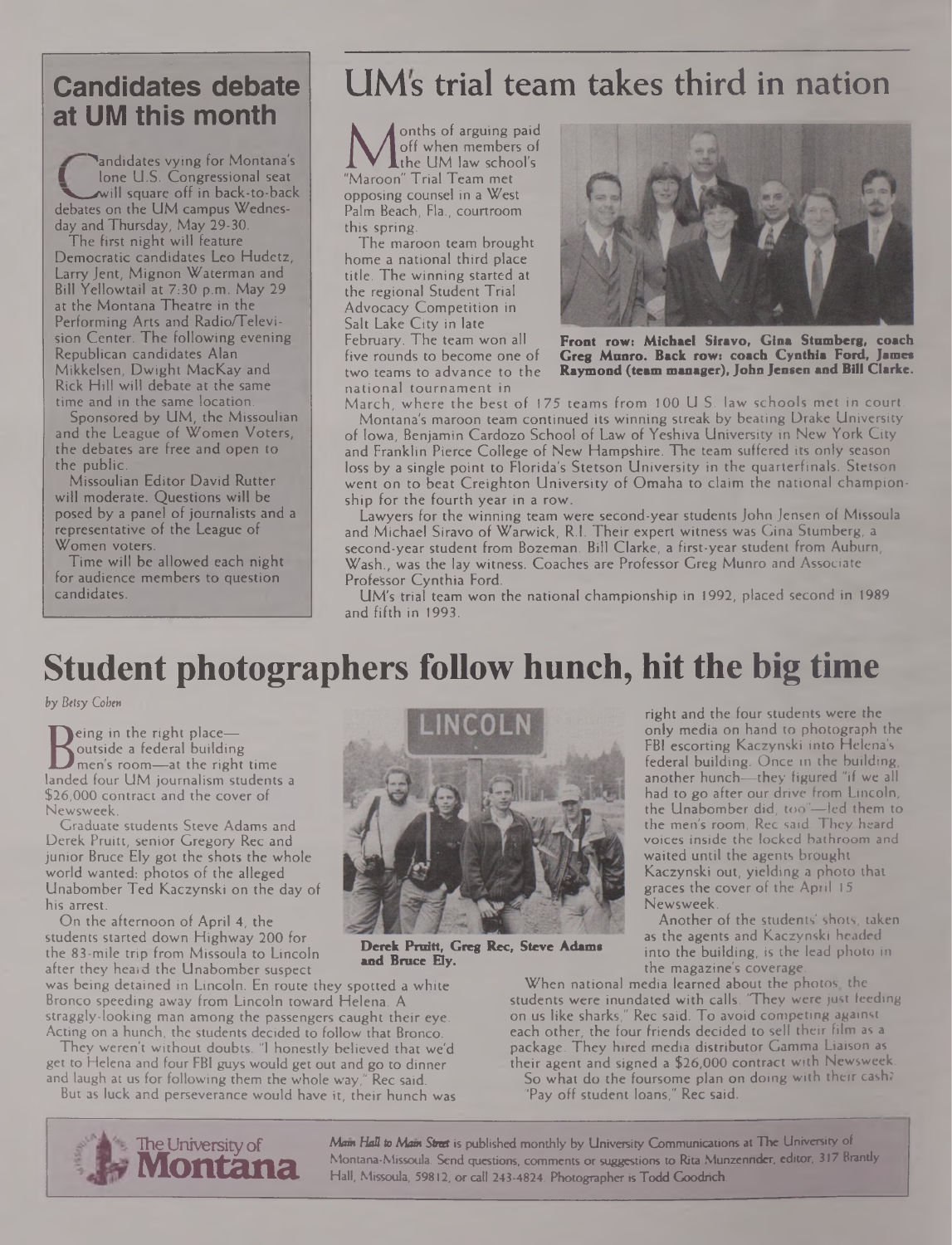## Candidates debate at UM this month

Candidates vying for Montana's lone U.S. Congressional seat will square off in back-to-back debates on the UM campus Wednesday and Thursday, May 29-30.

The first night will feature Democratic candidates Leo Hudetz, Larry Jent, Mignon Waterman and Bill Yellowtail at 7:30 p.m. May 29 at the Montana Theatre in the Performing Arts and Radio/Television Center. The following evening Republican candidates Alan Mikkelsen, Dwight MacKay and Rick Hill will debate at the same time and in the same location.

Sponsored by UM, the Missoulian and the League of Women Voters, the debates are free and open to the public.

Missoulian Editor David Rutter will moderate. Questions will be posed by a panel of journalists and a representative of the League of Women voters.

Time will be allowed each night for audience members to question candidates.

# UM's trial team takes third in nation

Months of arguing paid off when members of the UM law school's "Maroon" Trial Team met opposing counsel in a West Palm Beach, Fla., courtroom this spring.

The maroon team brought home a national third place title. The winning started at the regional Student Trial Advocacy Competition in Salt Lake City in late February. The team won all five rounds to become one of two teams to advance to the national tournament in March, where the best of 175 teams from 100 U.S. law schools met in court.

**Front row: Michael Siravo, Gina Stumberg, coach Greg Munro. Back row: coach Cynthia Ford, James Raymond (team manager), John Jensen and Bill Clarke.**

Montana's maroon team continued its winning streak by beating Drake University of Iowa, Benjamin Cardozo School of Law of Yeshiva University in New York City and Franklin Pierce College of New Hampshire. The team suffered its only season loss by a single point to Florida's Stetson University in the quarterfinals. Stetson went on to beat Creighton University of Omaha to claim the national championship for the fourth year in a row.

Lawyers for the winning team were second-year students John Jensen of Missoula and Michael Siravo of Warwick, R.I. Their expert witness was Gina Stumberg, a second-year student from Bozeman. Bill Clarke, a first-year student from Auburn, Wash., was the lay witness. Coaches are Professor Greg Munro and Associate Professor Cynthia Ford.

UM's trial team won the national championship in 1992, placed second in 1989 and fifth in 1993.

# Student photographers follow hunch, hit the big time

*by Betsy Cohen*

Being in the right place—outside a federal building men's room—at the right time landed four UM journalism students a $26,000 contract and the cover of Newsweek.

Graduate students Steve Adams and Derek Pruitt, senior Gregory Rec and junior Bruce Ely got the shots the whole world wanted: photos of the alleged Unabomber Ted Kaczynski on the day of his arrest.

On the afternoon of April 4, the students started down Highway 200 for the 83-mile trip from Missoula to Lincoln after they heard the Unabomber suspect was being detained in Lincoln. En route they spotted a white Bronco speeding away from Lincoln toward Helena. A straggly-looking man among the passengers caught their eye. Acting on a hunch, the students decided to follow that Bronco.

**Derek Pruitt, Greg Rec, Steve Adams and Bruce Ely.**

They weren't without doubts. "I honestly believed that we'd get to Helena and four FBI guys would get out and go to dinner and laugh at us for following them the whole way," Rec said.

But as luck and perseverance would have it, their hunch was right and the four students were the only media on hand to photograph the FBI escorting Kaczynski into Helena's federal building. Once in the building, another hunch—they figured "if we all had to go after our drive from Lincoln, the Unabomber did, too"—led them to the men's room, Rec said. They heard voices inside the locked bathroom and waited until the agents brought Kaczynski out, yielding a photo that graces the cover of the April 15 Newsweek.

Another of the students' shots, taken as the agents and Kaczynski headed into the building, is the lead photo in the magazine's coverage.

When national media learned about the photos, the students were inundated with calls. "They were just feeding on us like sharks," Rec said. To avoid competing against each other, the four friends decided to sell their film as a package. They hired media distributor Gamma Liaison as their agent and signed a $26,000 contract with Newsweek.

So what do the foursome plan on doing with their cash? "Pay off student loans," Rec said.

The University of Montana

*Main Hall to Main Street* is published monthly by University Communications at The University of Montana-Missoula. Send questions, comments or suggestions to Rita Munzenrider, editor, 317 Brantly Hall, Missoula, 59812, or call 243-4824. Photographer is Todd Goodrich.